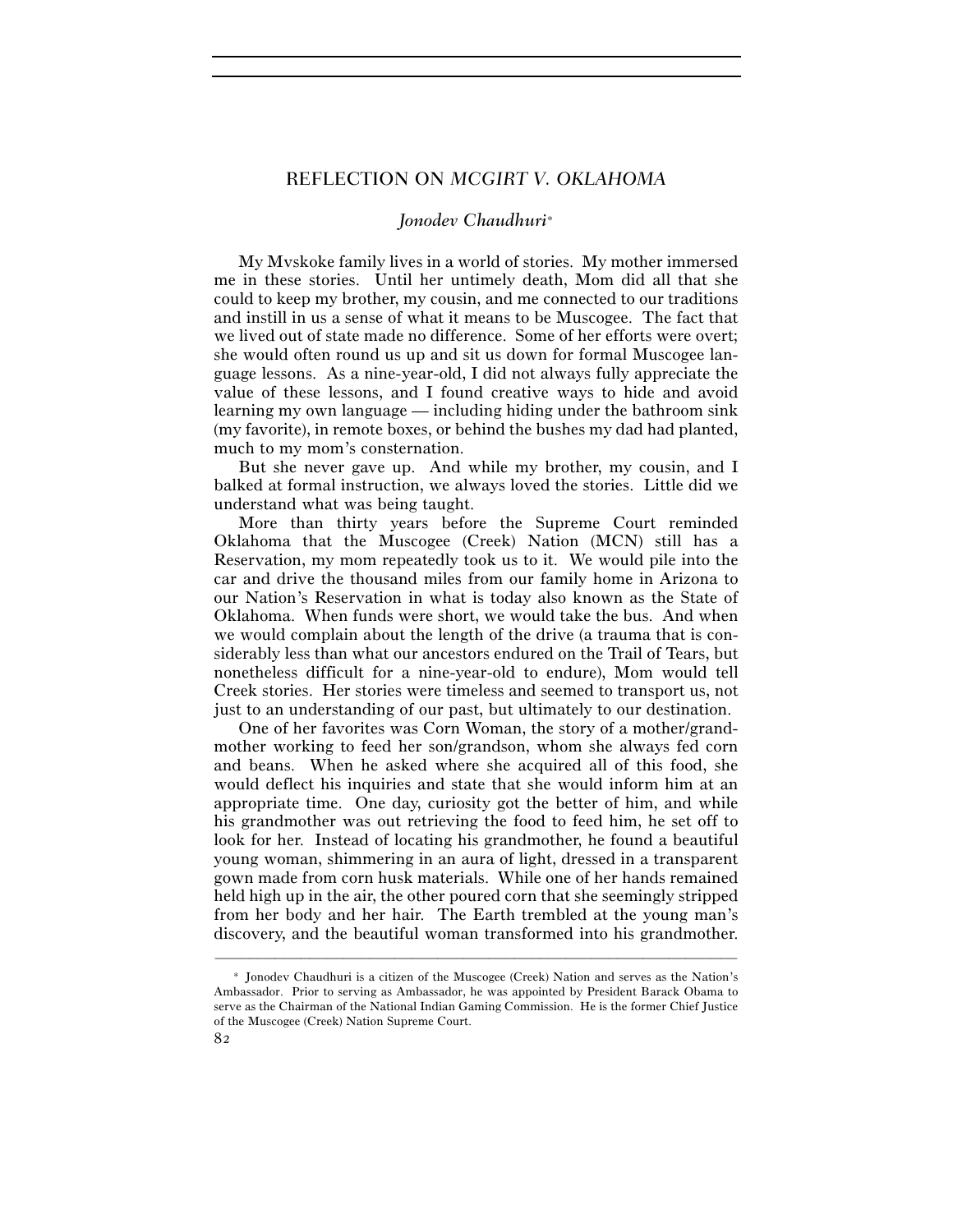# REFLECTION ON *MCGIRT V. OKLAHOMA*

*Jonodev Chaudhuri*[*]

My Mvskoke family lives in a world of stories. My mother immersed me in these stories. Until her untimely death, Mom did all that she could to keep my brother, my cousin, and me connected to our traditions and instill in us a sense of what it means to be Muscogee. The fact that we lived out of state made no difference. Some of her efforts were overt; she would often round us up and sit us down for formal Muscogee language lessons. As a nine-year-old, I did not always fully appreciate the value of these lessons, and I found creative ways to hide and avoid learning my own language — including hiding under the bathroom sink (my favorite), in remote boxes, or behind the bushes my dad had planted, much to my mom's consternation.

But she never gave up. And while my brother, my cousin, and I balked at formal instruction, we always loved the stories. Little did we understand what was being taught.

More than thirty years before the Supreme Court reminded Oklahoma that the Muscogee (Creek) Nation (MCN) still has a Reservation, my mom repeatedly took us to it. We would pile into the car and drive the thousand miles from our family home in Arizona to our Nation's Reservation in what is today also known as the State of Oklahoma. When funds were short, we would take the bus. And when we would complain about the length of the drive (a trauma that is considerably less than what our ancestors endured on the Trail of Tears, but nonetheless difficult for a nine-year-old to endure), Mom would tell Creek stories. Her stories were timeless and seemed to transport us, not just to an understanding of our past, but ultimately to our destination.

One of her favorites was Corn Woman, the story of a mother/grandmother working to feed her son/grandson, whom she always fed corn and beans. When he asked where she acquired all of this food, she would deflect his inquiries and state that she would inform him at an appropriate time. One day, curiosity got the better of him, and while his grandmother was out retrieving the food to feed him, he set off to look for her. Instead of locating his grandmother, he found a beautiful young woman, shimmering in an aura of light, dressed in a transparent gown made from corn husk materials. While one of her hands remained held high up in the air, the other poured corn that she seemingly stripped from her body and her hair. The Earth trembled at the young man's discovery, and the beautiful woman transformed into his grandmother.

---

[*] Jonodev Chaudhuri is a citizen of the Muscogee (Creek) Nation and serves as the Nation's Ambassador. Prior to serving as Ambassador, he was appointed by President Barack Obama to serve as the Chairman of the National Indian Gaming Commission. He is the former Chief Justice of the Muscogee (Creek) Nation Supreme Court.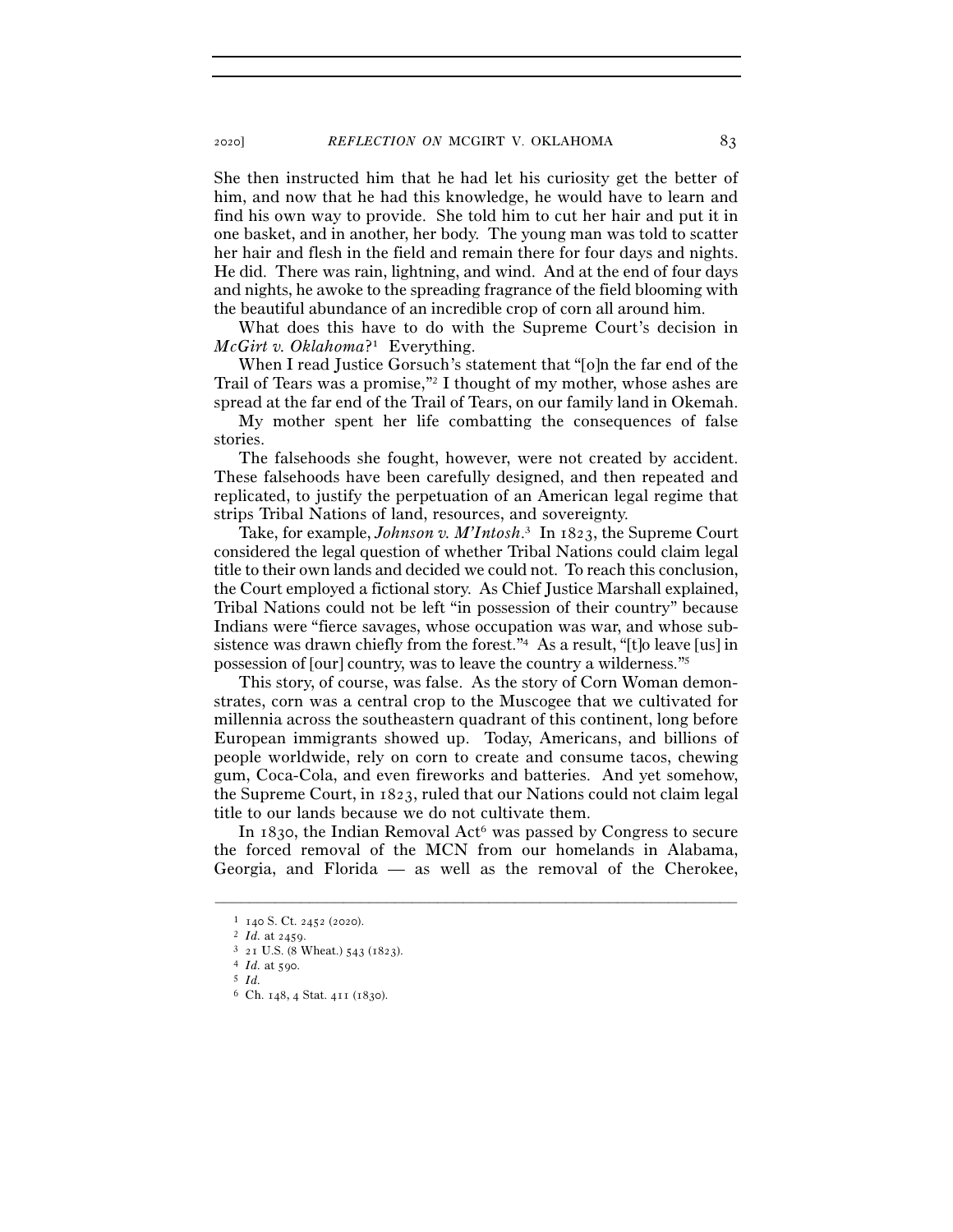She then instructed him that he had let his curiosity get the better of him, and now that he had this knowledge, he would have to learn and find his own way to provide. She told him to cut her hair and put it in one basket, and in another, her body. The young man was told to scatter her hair and flesh in the field and remain there for four days and nights. He did. There was rain, lightning, and wind. And at the end of four days and nights, he awoke to the spreading fragrance of the field blooming with the beautiful abundance of an incredible crop of corn all around him.

What does this have to do with the Supreme Court's decision in *McGirt v. Oklahoma*?[1] Everything.

When I read Justice Gorsuch's statement that "[o]n the far end of the Trail of Tears was a promise,"[2] I thought of my mother, whose ashes are spread at the far end of the Trail of Tears, on our family land in Okemah.

My mother spent her life combatting the consequences of false stories.

The falsehoods she fought, however, were not created by accident. These falsehoods have been carefully designed, and then repeated and replicated, to justify the perpetuation of an American legal regime that strips Tribal Nations of land, resources, and sovereignty.

Take, for example, *Johnson v. M'Intosh*.[3] In 1823, the Supreme Court considered the legal question of whether Tribal Nations could claim legal title to their own lands and decided we could not. To reach this conclusion, the Court employed a fictional story. As Chief Justice Marshall explained, Tribal Nations could not be left "in possession of their country" because Indians were "fierce savages, whose occupation was war, and whose subsistence was drawn chiefly from the forest."[4] As a result, "[t]o leave [us] in possession of [our] country, was to leave the country a wilderness."[5]

This story, of course, was false. As the story of Corn Woman demonstrates, corn was a central crop to the Muscogee that we cultivated for millennia across the southeastern quadrant of this continent, long before European immigrants showed up. Today, Americans, and billions of people worldwide, rely on corn to create and consume tacos, chewing gum, Coca-Cola, and even fireworks and batteries. And yet somehow, the Supreme Court, in 1823, ruled that our Nations could not claim legal title to our lands because we do not cultivate them.

In 1830, the Indian Removal Act[6] was passed by Congress to secure the forced removal of the MCN from our homelands in Alabama, Georgia, and Florida — as well as the removal of the Cherokee,

---

[1] 140 S. Ct. 2452 (2020).

[2] *Id.* at 2459.

[3] 21 U.S. (8 Wheat.) 543 (1823).

[4] *Id.* at 590.

[5] *Id.*

[6] Ch. 148, 4 Stat. 411 (1830).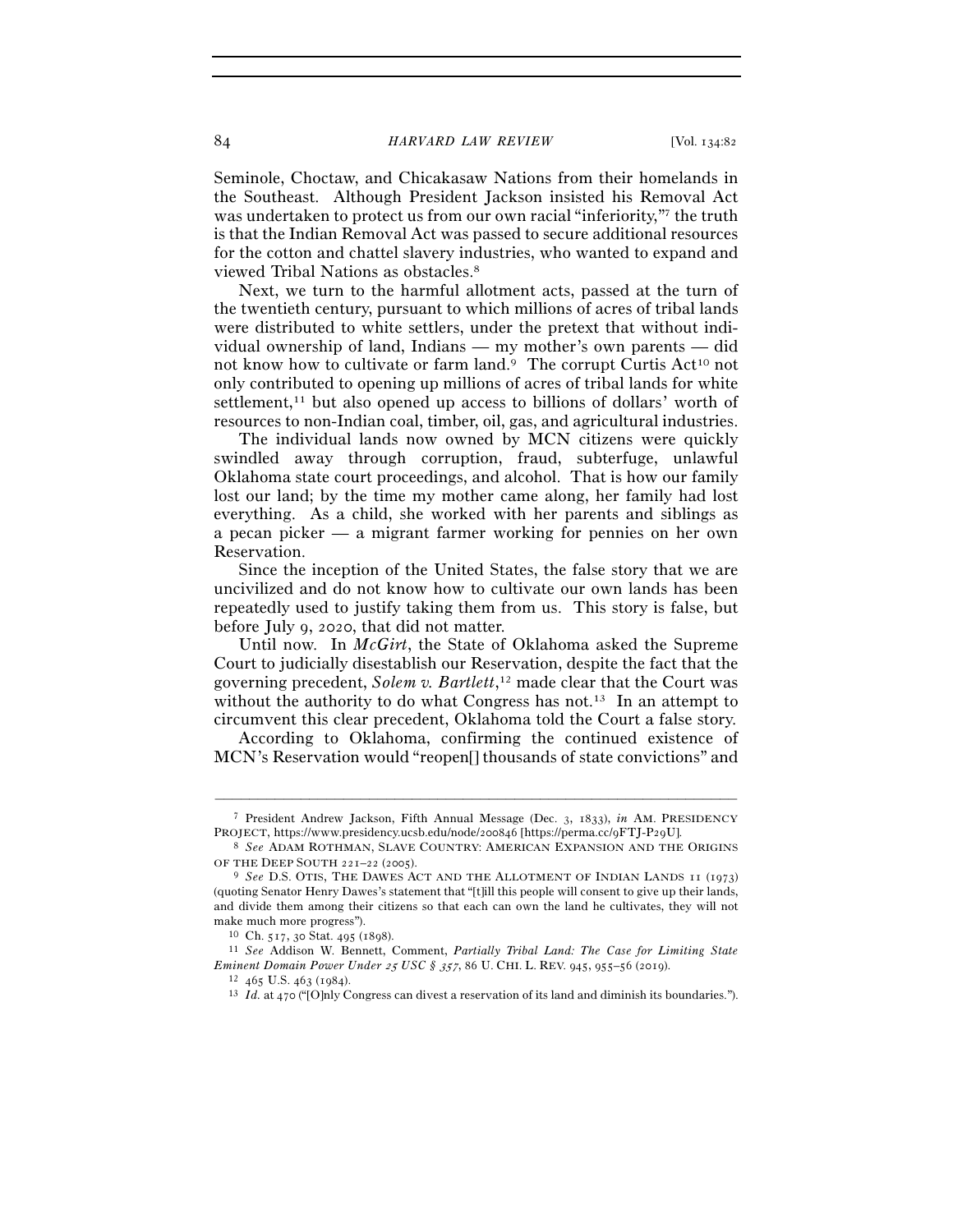Seminole, Choctaw, and Chickasaw Nations from their homelands in the Southeast. Although President Jackson insisted his Removal Act was undertaken to protect us from our own racial "inferiority,"[7] the truth is that the Indian Removal Act was passed to secure additional resources for the cotton and chattel slavery industries, who wanted to expand and viewed Tribal Nations as obstacles.[8]

Next, we turn to the harmful allotment acts, passed at the turn of the twentieth century, pursuant to which millions of acres of tribal lands were distributed to white settlers, under the pretext that without individual ownership of land, Indians — my mother's own parents — did not know how to cultivate or farm land.[9] The corrupt Curtis Act[10] not only contributed to opening up millions of acres of tribal lands for white settlement,[11] but also opened up access to billions of dollars' worth of resources to non-Indian coal, timber, oil, gas, and agricultural industries.

The individual lands now owned by MCN citizens were quickly swindled away through corruption, fraud, subterfuge, unlawful Oklahoma state court proceedings, and alcohol. That is how our family lost our land; by the time my mother came along, her family had lost everything. As a child, she worked with her parents and siblings as a pecan picker — a migrant farmer working for pennies on her own Reservation.

Since the inception of the United States, the false story that we are uncivilized and do not know how to cultivate our own lands has been repeatedly used to justify taking them from us. This story is false, but before July 9, 2020, that did not matter.

Until now. In *McGirt*, the State of Oklahoma asked the Supreme Court to judicially disestablish our Reservation, despite the fact that the governing precedent, *Solem v. Bartlett*,[12] made clear that the Court was without the authority to do what Congress has not.[13] In an attempt to circumvent this clear precedent, Oklahoma told the Court a false story.

According to Oklahoma, confirming the continued existence of MCN's Reservation would "reopen[] thousands of state convictions" and

---

[7] President Andrew Jackson, Fifth Annual Message (Dec. 3, 1833), *in* AM. PRESIDENCY PROJECT, https://www.presidency.ucsb.edu/node/200846 [https://perma.cc/9FTJ-P29U].

[8] *See* ADAM ROTHMAN, SLAVE COUNTRY: AMERICAN EXPANSION AND THE ORIGINS OF THE DEEP SOUTH 221–22 (2005).

[9] *See* D.S. OTIS, THE DAWES ACT AND THE ALLOTMENT OF INDIAN LANDS 11 (1973) (quoting Senator Henry Dawes's statement that "[t]ill this people will consent to give up their lands, and divide them among their citizens so that each can own the land he cultivates, they will not make much more progress").

[10] Ch. 517, 30 Stat. 495 (1898).

[11] *See* Addison W. Bennett, Comment, *Partially Tribal Land: The Case for Limiting State Eminent Domain Power Under 25 USC § 357*, 86 U. CHI. L. REV. 945, 955–56 (2019).

[12] 465 U.S. 463 (1984).

[13] *Id.* at 470 ("[O]nly Congress can divest a reservation of its land and diminish its boundaries.").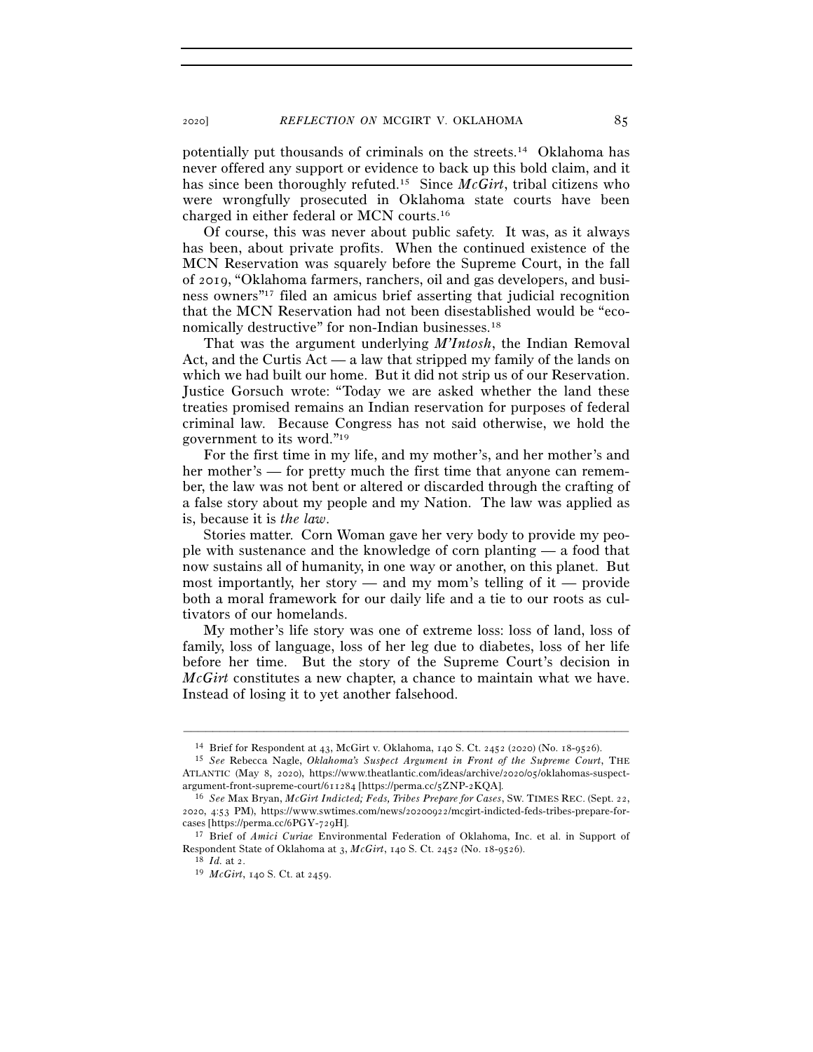potentially put thousands of criminals on the streets.[14] Oklahoma has never offered any support or evidence to back up this bold claim, and it has since been thoroughly refuted.[15] Since *McGirt*, tribal citizens who were wrongfully prosecuted in Oklahoma state courts have been charged in either federal or MCN courts.[16]

Of course, this was never about public safety. It was, as it always has been, about private profits. When the continued existence of the MCN Reservation was squarely before the Supreme Court, in the fall of 2019, "Oklahoma farmers, ranchers, oil and gas developers, and business owners"[17] filed an amicus brief asserting that judicial recognition that the MCN Reservation had not been disestablished would be "economically destructive" for non-Indian businesses.[18]

That was the argument underlying *M'Intosh*, the Indian Removal Act, and the Curtis Act — a law that stripped my family of the lands on which we had built our home. But it did not strip us of our Reservation. Justice Gorsuch wrote: "Today we are asked whether the land these treaties promised remains an Indian reservation for purposes of federal criminal law. Because Congress has not said otherwise, we hold the government to its word."[19]

For the first time in my life, and my mother's, and her mother's and her mother's — for pretty much the first time that anyone can remember, the law was not bent or altered or discarded through the crafting of a false story about my people and my Nation. The law was applied as is, because it is *the law*.

Stories matter. Corn Woman gave her very body to provide my people with sustenance and the knowledge of corn planting — a food that now sustains all of humanity, in one way or another, on this planet. But most importantly, her story — and my mom's telling of it — provide both a moral framework for our daily life and a tie to our roots as cultivators of our homelands.

My mother's life story was one of extreme loss: loss of land, loss of family, loss of language, loss of her leg due to diabetes, loss of her life before her time. But the story of the Supreme Court's decision in *McGirt* constitutes a new chapter, a chance to maintain what we have. Instead of losing it to yet another falsehood.

---

[14] Brief for Respondent at 43, McGirt v. Oklahoma, 140 S. Ct. 2452 (2020) (No. 18-9526).

[15] *See* Rebecca Nagle, *Oklahoma's Suspect Argument in Front of the Supreme Court*, THE ATLANTIC (May 8, 2020), https://www.theatlantic.com/ideas/archive/2020/05/oklahomas-suspect-argument-front-supreme-court/611284 [https://perma.cc/5ZNP-2KQA].

[16] *See* Max Bryan, *McGirt Indicted; Feds, Tribes Prepare for Cases*, SW. TIMES REC. (Sept. 22, 2020, 4:53 PM), https://www.swtimes.com/news/20200922/mcgirt-indicted-feds-tribes-prepare-for-cases [https://perma.cc/6PGY-729H].

[17] Brief of *Amici Curiae* Environmental Federation of Oklahoma, Inc. et al. in Support of Respondent State of Oklahoma at 3, *McGirt*, 140 S. Ct. 2452 (No. 18-9526).

[18] *Id.* at 2.

[19] *McGirt*, 140 S. Ct. at 2459.